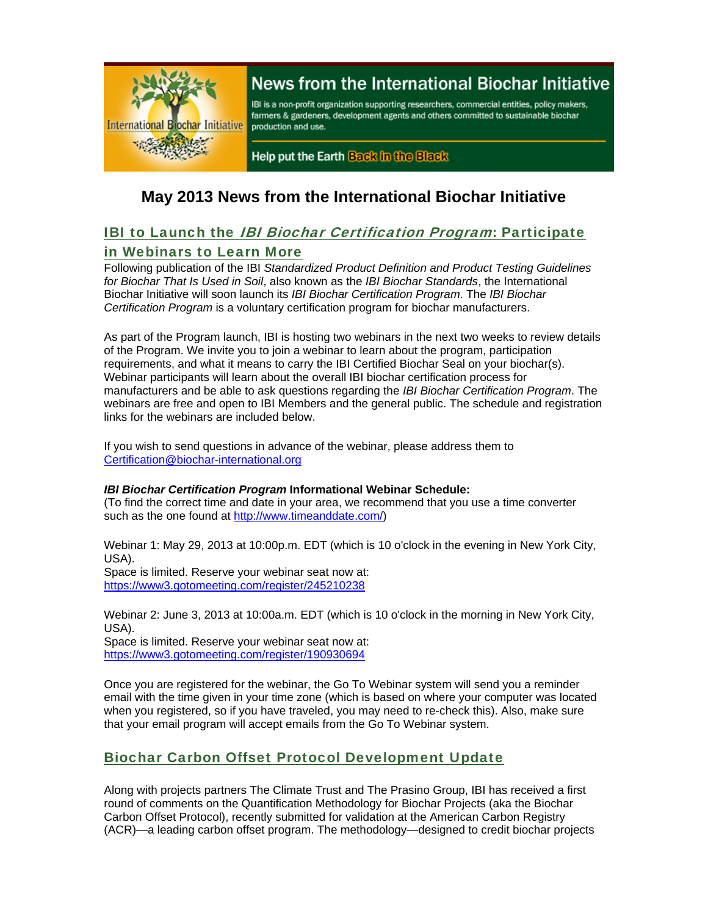News from the International Biochar Initiative

IBI is a non-profit organization supporting researchers, commercial entities, policy makers, farmers & gardeners, development agents and others committed to sustainable biochar production and use.

Help put the Earth Back in the Black

# May 2013 News from the International Biochar Initiative

## IBI to Launch the *IBI Biochar Certification Program*: Participate in Webinars to Learn More

Following publication of the IBI *Standardized Product Definition and Product Testing Guidelines for Biochar That Is Used in Soil*, also known as the *IBI Biochar Standards*, the International Biochar Initiative will soon launch its *IBI Biochar Certification Program*. The *IBI Biochar Certification Program* is a voluntary certification program for biochar manufacturers.

As part of the Program launch, IBI is hosting two webinars in the next two weeks to review details of the Program. We invite you to join a webinar to learn about the program, participation requirements, and what it means to carry the IBI Certified Biochar Seal on your biochar(s). Webinar participants will learn about the overall IBI biochar certification process for manufacturers and be able to ask questions regarding the *IBI Biochar Certification Program*. The webinars are free and open to IBI Members and the general public. The schedule and registration links for the webinars are included below.

If you wish to send questions in advance of the webinar, please address them to Certification@biochar-international.org

***IBI Biochar Certification Program*** **Informational Webinar Schedule:**
(To find the correct time and date in your area, we recommend that you use a time converter such as the one found at http://www.timeanddate.com/)

Webinar 1: May 29, 2013 at 10:00p.m. EDT (which is 10 o'clock in the evening in New York City, USA).
Space is limited. Reserve your webinar seat now at:
https://www3.gotomeeting.com/register/245210238

Webinar 2: June 3, 2013 at 10:00a.m. EDT (which is 10 o'clock in the morning in New York City, USA).
Space is limited. Reserve your webinar seat now at:
https://www3.gotomeeting.com/register/190930694

Once you are registered for the webinar, the Go To Webinar system will send you a reminder email with the time given in your time zone (which is based on where your computer was located when you registered, so if you have traveled, you may need to re-check this). Also, make sure that your email program will accept emails from the Go To Webinar system.

## Biochar Carbon Offset Protocol Development Update

Along with projects partners The Climate Trust and The Prasino Group, IBI has received a first round of comments on the Quantification Methodology for Biochar Projects (aka the Biochar Carbon Offset Protocol), recently submitted for validation at the American Carbon Registry (ACR)—a leading carbon offset program. The methodology—designed to credit biochar projects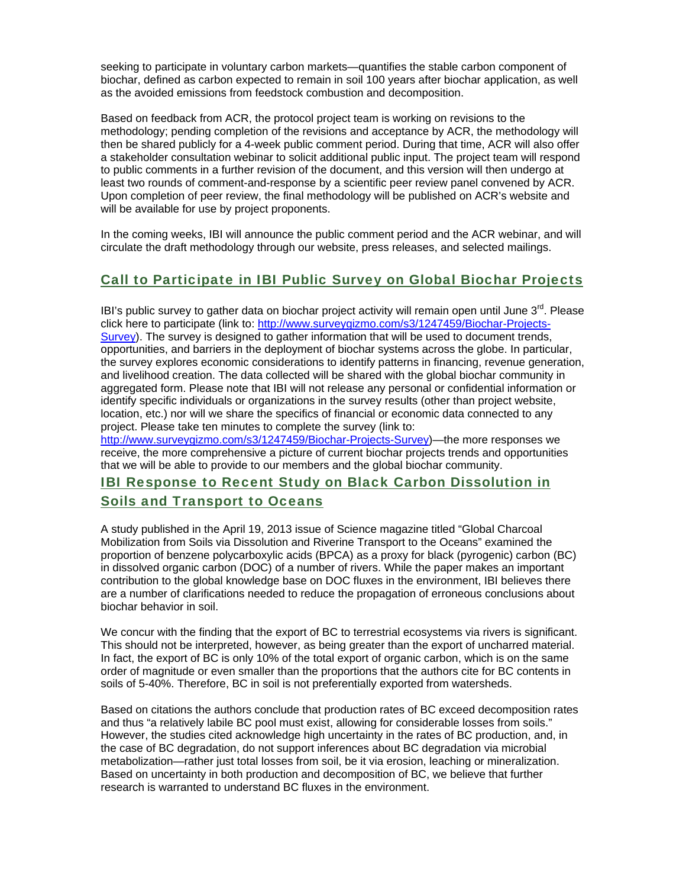seeking to participate in voluntary carbon markets—quantifies the stable carbon component of biochar, defined as carbon expected to remain in soil 100 years after biochar application, as well as the avoided emissions from feedstock combustion and decomposition.

Based on feedback from ACR, the protocol project team is working on revisions to the methodology; pending completion of the revisions and acceptance by ACR, the methodology will then be shared publicly for a 4-week public comment period. During that time, ACR will also offer a stakeholder consultation webinar to solicit additional public input. The project team will respond to public comments in a further revision of the document, and this version will then undergo at least two rounds of comment-and-response by a scientific peer review panel convened by ACR. Upon completion of peer review, the final methodology will be published on ACR's website and will be available for use by project proponents.

In the coming weeks, IBI will announce the public comment period and the ACR webinar, and will circulate the draft methodology through our website, press releases, and selected mailings.

## Call to Participate in IBI Public Survey on Global Biochar Projects

IBI's public survey to gather data on biochar project activity will remain open until June 3rd. Please click here to participate (link to: http://www.surveygizmo.com/s3/1247459/Biochar-Projects-Survey). The survey is designed to gather information that will be used to document trends, opportunities, and barriers in the deployment of biochar systems across the globe. In particular, the survey explores economic considerations to identify patterns in financing, revenue generation, and livelihood creation. The data collected will be shared with the global biochar community in aggregated form. Please note that IBI will not release any personal or confidential information or identify specific individuals or organizations in the survey results (other than project website, location, etc.) nor will we share the specifics of financial or economic data connected to any project. Please take ten minutes to complete the survey (link to: http://www.surveygizmo.com/s3/1247459/Biochar-Projects-Survey)—the more responses we receive, the more comprehensive a picture of current biochar projects trends and opportunities that we will be able to provide to our members and the global biochar community.

## IBI Response to Recent Study on Black Carbon Dissolution in Soils and Transport to Oceans

A study published in the April 19, 2013 issue of Science magazine titled "Global Charcoal Mobilization from Soils via Dissolution and Riverine Transport to the Oceans" examined the proportion of benzene polycarboxylic acids (BPCA) as a proxy for black (pyrogenic) carbon (BC) in dissolved organic carbon (DOC) of a number of rivers. While the paper makes an important contribution to the global knowledge base on DOC fluxes in the environment, IBI believes there are a number of clarifications needed to reduce the propagation of erroneous conclusions about biochar behavior in soil.

We concur with the finding that the export of BC to terrestrial ecosystems via rivers is significant. This should not be interpreted, however, as being greater than the export of uncharred material. In fact, the export of BC is only 10% of the total export of organic carbon, which is on the same order of magnitude or even smaller than the proportions that the authors cite for BC contents in soils of 5-40%. Therefore, BC in soil is not preferentially exported from watersheds.

Based on citations the authors conclude that production rates of BC exceed decomposition rates and thus "a relatively labile BC pool must exist, allowing for considerable losses from soils." However, the studies cited acknowledge high uncertainty in the rates of BC production, and, in the case of BC degradation, do not support inferences about BC degradation via microbial metabolization—rather just total losses from soil, be it via erosion, leaching or mineralization. Based on uncertainty in both production and decomposition of BC, we believe that further research is warranted to understand BC fluxes in the environment.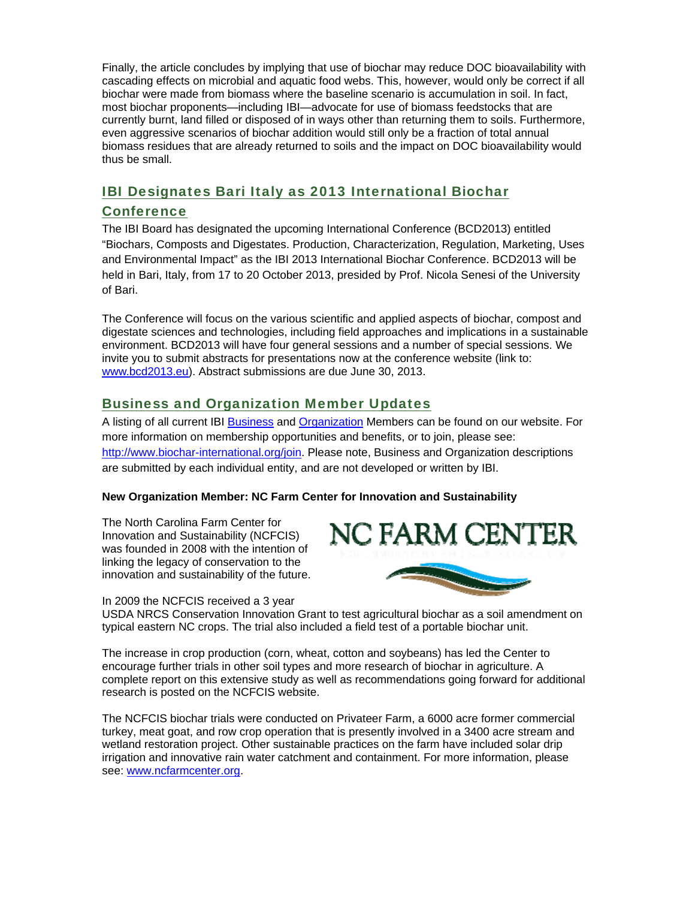Finally, the article concludes by implying that use of biochar may reduce DOC bioavailability with cascading effects on microbial and aquatic food webs. This, however, would only be correct if all biochar were made from biomass where the baseline scenario is accumulation in soil. In fact, most biochar proponents—including IBI—advocate for use of biomass feedstocks that are currently burnt, land filled or disposed of in ways other than returning them to soils. Furthermore, even aggressive scenarios of biochar addition would still only be a fraction of total annual biomass residues that are already returned to soils and the impact on DOC bioavailability would thus be small.

## IBI Designates Bari Italy as 2013 International Biochar Conference

The IBI Board has designated the upcoming International Conference (BCD2013) entitled "Biochars, Composts and Digestates. Production, Characterization, Regulation, Marketing, Uses and Environmental Impact" as the IBI 2013 International Biochar Conference. BCD2013 will be held in Bari, Italy, from 17 to 20 October 2013, presided by Prof. Nicola Senesi of the University of Bari.

The Conference will focus on the various scientific and applied aspects of biochar, compost and digestate sciences and technologies, including field approaches and implications in a sustainable environment. BCD2013 will have four general sessions and a number of special sessions. We invite you to submit abstracts for presentations now at the conference website (link to: www.bcd2013.eu). Abstract submissions are due June 30, 2013.

## Business and Organization Member Updates

A listing of all current IBI Business and Organization Members can be found on our website. For more information on membership opportunities and benefits, or to join, please see: http://www.biochar-international.org/join. Please note, Business and Organization descriptions are submitted by each individual entity, and are not developed or written by IBI.

**New Organization Member: NC Farm Center for Innovation and Sustainability**

The North Carolina Farm Center for Innovation and Sustainability (NCFCIS) was founded in 2008 with the intention of linking the legacy of conservation to the innovation and sustainability of the future.

In 2009 the NCFCIS received a 3 year USDA NRCS Conservation Innovation Grant to test agricultural biochar as a soil amendment on typical eastern NC crops. The trial also included a field test of a portable biochar unit.

The increase in crop production (corn, wheat, cotton and soybeans) has led the Center to encourage further trials in other soil types and more research of biochar in agriculture. A complete report on this extensive study as well as recommendations going forward for additional research is posted on the NCFCIS website.

The NCFCIS biochar trials were conducted on Privateer Farm, a 6000 acre former commercial turkey, meat goat, and row crop operation that is presently involved in a 3400 acre stream and wetland restoration project. Other sustainable practices on the farm have included solar drip irrigation and innovative rain water catchment and containment. For more information, please see: www.ncfarmcenter.org.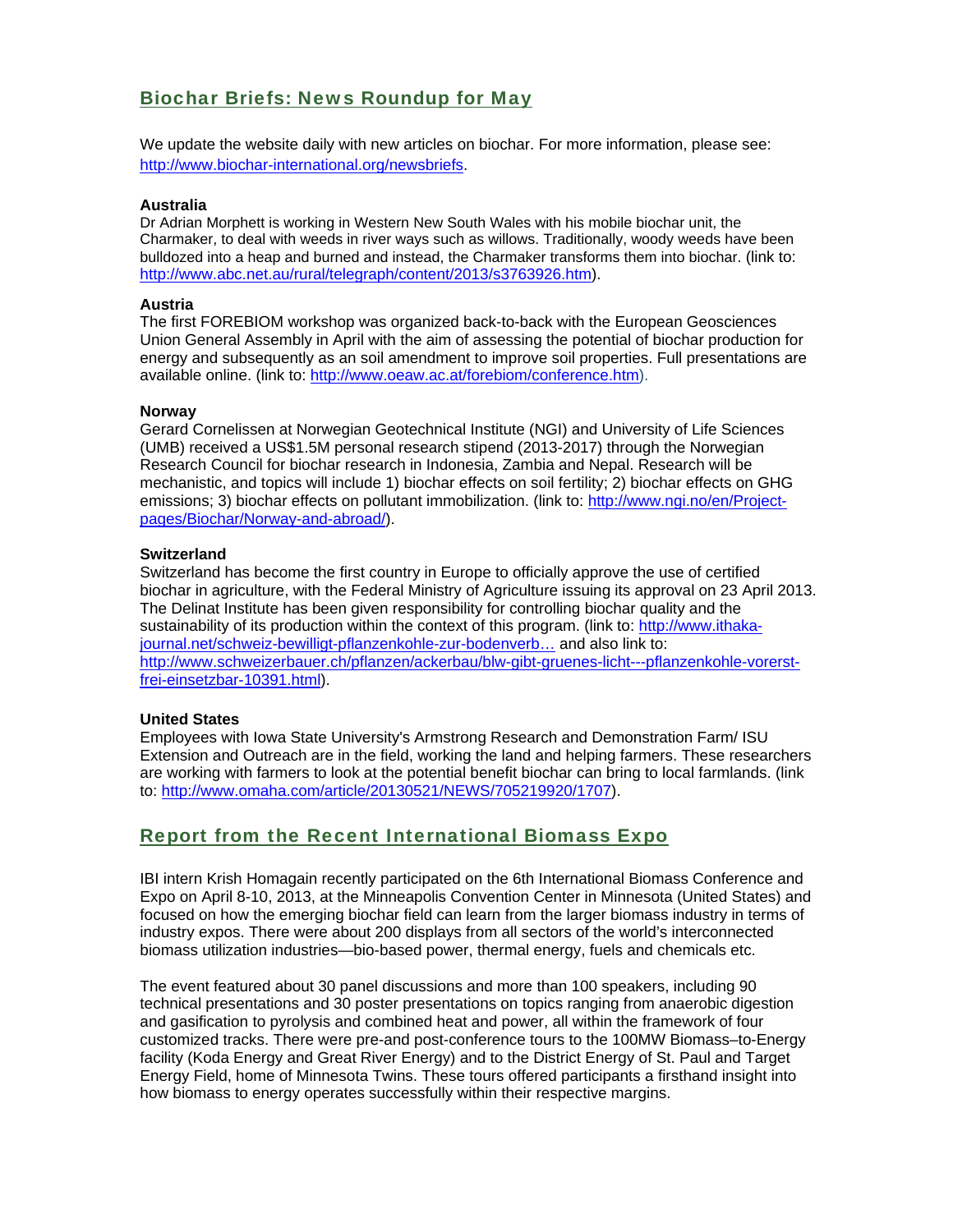## Biochar Briefs: News Roundup for May

We update the website daily with new articles on biochar. For more information, please see: http://www.biochar-international.org/newsbriefs.

**Australia**
Dr Adrian Morphett is working in Western New South Wales with his mobile biochar unit, the Charmaker, to deal with weeds in river ways such as willows. Traditionally, woody weeds have been bulldozed into a heap and burned and instead, the Charmaker transforms them into biochar. (link to: http://www.abc.net.au/rural/telegraph/content/2013/s3763926.htm).

**Austria**
The first FOREBIOM workshop was organized back-to-back with the European Geosciences Union General Assembly in April with the aim of assessing the potential of biochar production for energy and subsequently as an soil amendment to improve soil properties. Full presentations are available online. (link to: http://www.oeaw.ac.at/forebiom/conference.htm).

**Norway**
Gerard Cornelissen at Norwegian Geotechnical Institute (NGI) and University of Life Sciences (UMB) received a US$1.5M personal research stipend (2013-2017) through the Norwegian Research Council for biochar research in Indonesia, Zambia and Nepal. Research will be mechanistic, and topics will include 1) biochar effects on soil fertility; 2) biochar effects on GHG emissions; 3) biochar effects on pollutant immobilization. (link to: http://www.ngi.no/en/Project-pages/Biochar/Norway-and-abroad/).

**Switzerland**
Switzerland has become the first country in Europe to officially approve the use of certified biochar in agriculture, with the Federal Ministry of Agriculture issuing its approval on 23 April 2013. The Delinat Institute has been given responsibility for controlling biochar quality and the sustainability of its production within the context of this program. (link to: http://www.ithaka-journal.net/schweiz-bewilligt-pflanzenkohle-zur-bodenverb… and also link to: http://www.schweizerbauer.ch/pflanzen/ackerbau/blw-gibt-gruenes-licht---pflanzenkohle-vorerst-frei-einsetzbar-10391.html).

**United States**
Employees with Iowa State University's Armstrong Research and Demonstration Farm/ ISU Extension and Outreach are in the field, working the land and helping farmers. These researchers are working with farmers to look at the potential benefit biochar can bring to local farmlands. (link to: http://www.omaha.com/article/20130521/NEWS/705219920/1707).

## Report from the Recent International Biomass Expo

IBI intern Krish Homagain recently participated on the 6th International Biomass Conference and Expo on April 8-10, 2013, at the Minneapolis Convention Center in Minnesota (United States) and focused on how the emerging biochar field can learn from the larger biomass industry in terms of industry expos. There were about 200 displays from all sectors of the world's interconnected biomass utilization industries—bio-based power, thermal energy, fuels and chemicals etc.

The event featured about 30 panel discussions and more than 100 speakers, including 90 technical presentations and 30 poster presentations on topics ranging from anaerobic digestion and gasification to pyrolysis and combined heat and power, all within the framework of four customized tracks. There were pre-and post-conference tours to the 100MW Biomass–to-Energy facility (Koda Energy and Great River Energy) and to the District Energy of St. Paul and Target Energy Field, home of Minnesota Twins. These tours offered participants a firsthand insight into how biomass to energy operates successfully within their respective margins.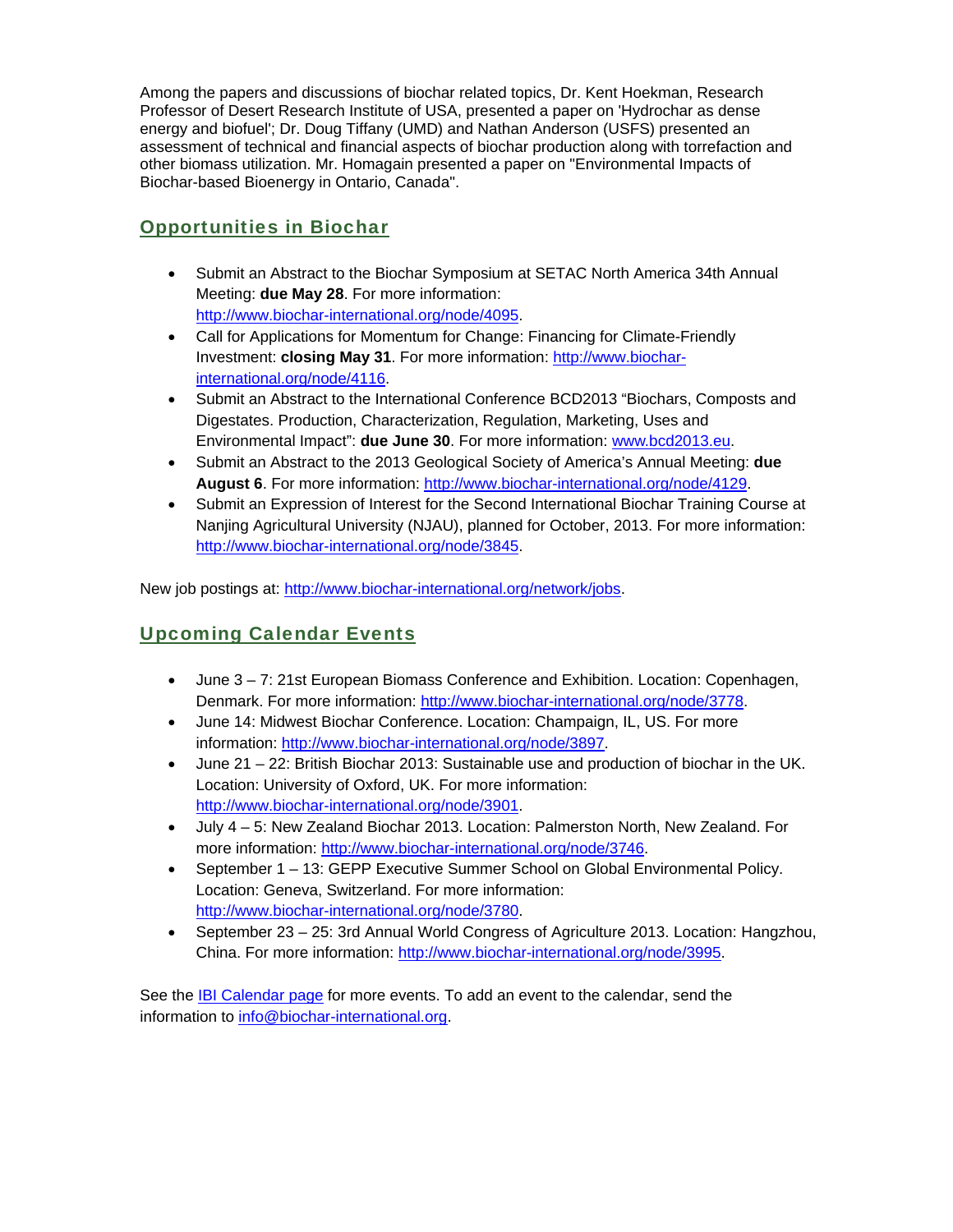Among the papers and discussions of biochar related topics, Dr. Kent Hoekman, Research Professor of Desert Research Institute of USA, presented a paper on 'Hydrochar as dense energy and biofuel'; Dr. Doug Tiffany (UMD) and Nathan Anderson (USFS) presented an assessment of technical and financial aspects of biochar production along with torrefaction and other biomass utilization. Mr. Homagain presented a paper on "Environmental Impacts of Biochar-based Bioenergy in Ontario, Canada".

## Opportunities in Biochar

- Submit an Abstract to the Biochar Symposium at SETAC North America 34th Annual Meeting: **due May 28**. For more information: http://www.biochar-international.org/node/4095.
- Call for Applications for Momentum for Change: Financing for Climate-Friendly Investment: **closing May 31**. For more information: http://www.biochar-international.org/node/4116.
- Submit an Abstract to the International Conference BCD2013 “Biochars, Composts and Digestates. Production, Characterization, Regulation, Marketing, Uses and Environmental Impact”: **due June 30**. For more information: www.bcd2013.eu.
- Submit an Abstract to the 2013 Geological Society of America’s Annual Meeting: **due August 6**. For more information: http://www.biochar-international.org/node/4129.
- Submit an Expression of Interest for the Second International Biochar Training Course at Nanjing Agricultural University (NJAU), planned for October, 2013. For more information: http://www.biochar-international.org/node/3845.

New job postings at: http://www.biochar-international.org/network/jobs.

## Upcoming Calendar Events

- June 3 – 7: 21st European Biomass Conference and Exhibition. Location: Copenhagen, Denmark. For more information: http://www.biochar-international.org/node/3778.
- June 14: Midwest Biochar Conference. Location: Champaign, IL, US. For more information: http://www.biochar-international.org/node/3897.
- June 21 – 22: British Biochar 2013: Sustainable use and production of biochar in the UK. Location: University of Oxford, UK. For more information: http://www.biochar-international.org/node/3901.
- July 4 – 5: New Zealand Biochar 2013. Location: Palmerston North, New Zealand. For more information: http://www.biochar-international.org/node/3746.
- September 1 – 13: GEPP Executive Summer School on Global Environmental Policy. Location: Geneva, Switzerland. For more information: http://www.biochar-international.org/node/3780.
- September 23 – 25: 3rd Annual World Congress of Agriculture 2013. Location: Hangzhou, China. For more information: http://www.biochar-international.org/node/3995.

See the IBI Calendar page for more events. To add an event to the calendar, send the information to info@biochar-international.org.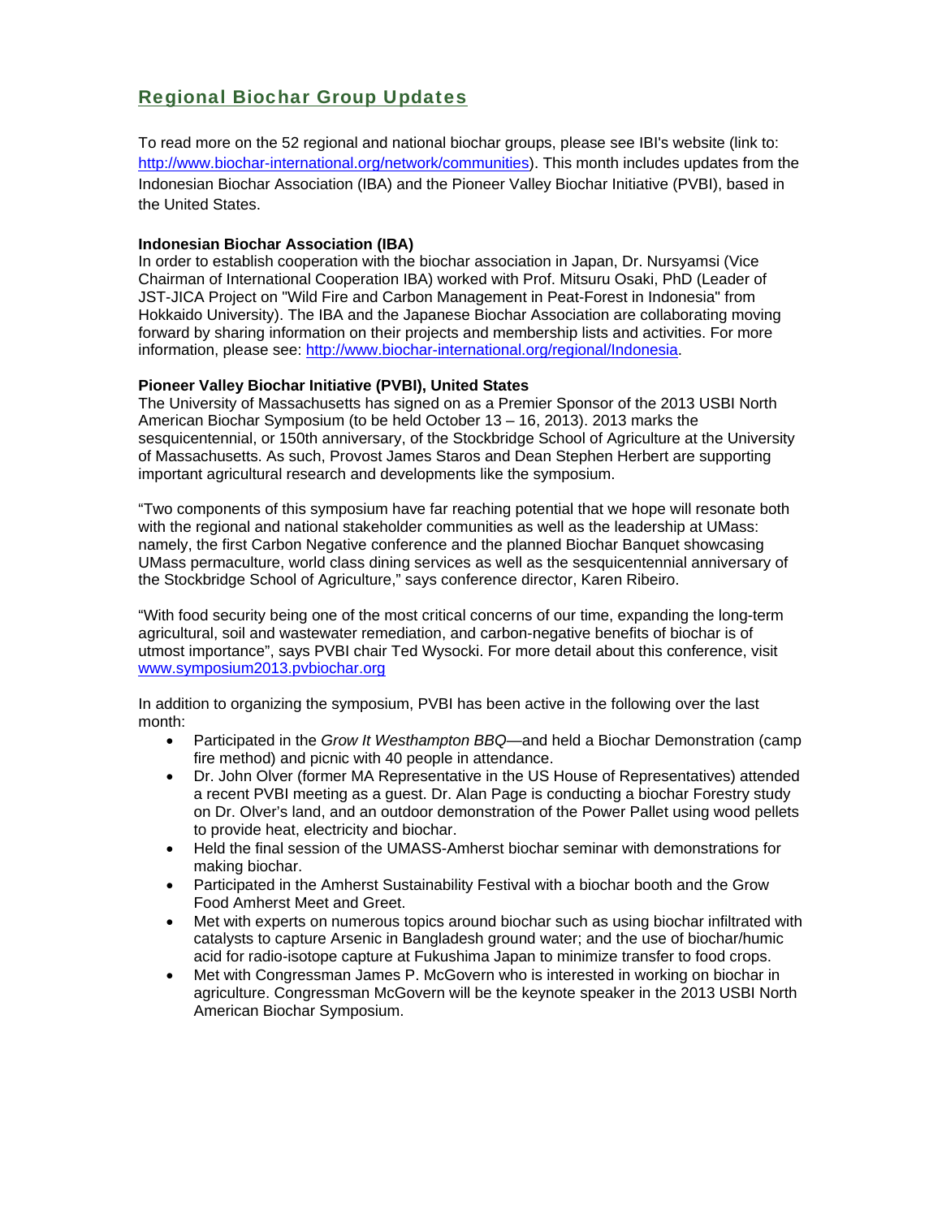## Regional Biochar Group Updates

To read more on the 52 regional and national biochar groups, please see IBI's website (link to: http://www.biochar-international.org/network/communities). This month includes updates from the Indonesian Biochar Association (IBA) and the Pioneer Valley Biochar Initiative (PVBI), based in the United States.

**Indonesian Biochar Association (IBA)**

In order to establish cooperation with the biochar association in Japan, Dr. Nursyamsi (Vice Chairman of International Cooperation IBA) worked with Prof. Mitsuru Osaki, PhD (Leader of JST-JICA Project on "Wild Fire and Carbon Management in Peat-Forest in Indonesia" from Hokkaido University). The IBA and the Japanese Biochar Association are collaborating moving forward by sharing information on their projects and membership lists and activities. For more information, please see: http://www.biochar-international.org/regional/Indonesia.

**Pioneer Valley Biochar Initiative (PVBI), United States**

The University of Massachusetts has signed on as a Premier Sponsor of the 2013 USBI North American Biochar Symposium (to be held October 13 – 16, 2013). 2013 marks the sesquicentennial, or 150th anniversary, of the Stockbridge School of Agriculture at the University of Massachusetts. As such, Provost James Staros and Dean Stephen Herbert are supporting important agricultural research and developments like the symposium.

"Two components of this symposium have far reaching potential that we hope will resonate both with the regional and national stakeholder communities as well as the leadership at UMass: namely, the first Carbon Negative conference and the planned Biochar Banquet showcasing UMass permaculture, world class dining services as well as the sesquicentennial anniversary of the Stockbridge School of Agriculture," says conference director, Karen Ribeiro.

"With food security being one of the most critical concerns of our time, expanding the long-term agricultural, soil and wastewater remediation, and carbon-negative benefits of biochar is of utmost importance", says PVBI chair Ted Wysocki. For more detail about this conference, visit www.symposium2013.pvbiochar.org

In addition to organizing the symposium, PVBI has been active in the following over the last month:

- Participated in the *Grow It Westhampton BBQ*—and held a Biochar Demonstration (camp fire method) and picnic with 40 people in attendance.
- Dr. John Olver (former MA Representative in the US House of Representatives) attended a recent PVBI meeting as a guest. Dr. Alan Page is conducting a biochar Forestry study on Dr. Olver's land, and an outdoor demonstration of the Power Pallet using wood pellets to provide heat, electricity and biochar.
- Held the final session of the UMASS-Amherst biochar seminar with demonstrations for making biochar.
- Participated in the Amherst Sustainability Festival with a biochar booth and the Grow Food Amherst Meet and Greet.
- Met with experts on numerous topics around biochar such as using biochar infiltrated with catalysts to capture Arsenic in Bangladesh ground water; and the use of biochar/humic acid for radio-isotope capture at Fukushima Japan to minimize transfer to food crops.
- Met with Congressman James P. McGovern who is interested in working on biochar in agriculture. Congressman McGovern will be the keynote speaker in the 2013 USBI North American Biochar Symposium.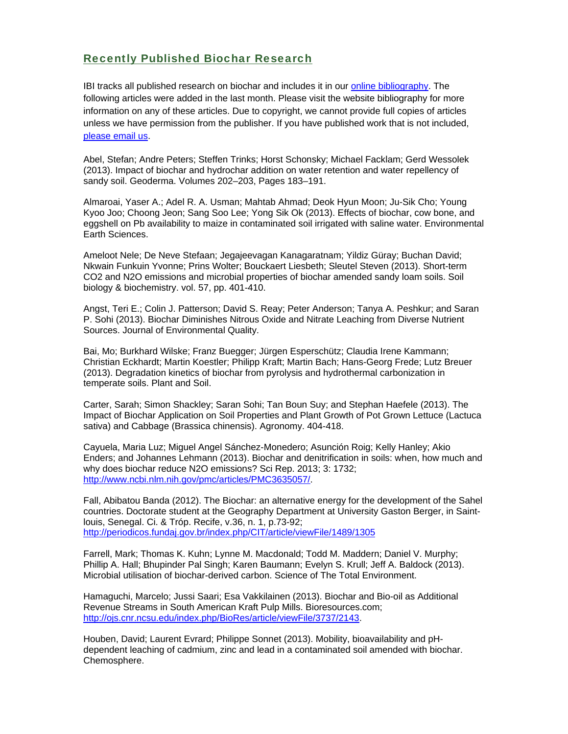## Recently Published Biochar Research

IBI tracks all published research on biochar and includes it in our [online bibliography](). The following articles were added in the last month. Please visit the website bibliography for more information on any of these articles. Due to copyright, we cannot provide full copies of articles unless we have permission from the publisher. If you have published work that is not included, [please email us]().

Abel, Stefan; Andre Peters; Steffen Trinks; Horst Schonsky; Michael Facklam; Gerd Wessolek (2013). Impact of biochar and hydrochar addition on water retention and water repellency of sandy soil. Geoderma. Volumes 202–203, Pages 183–191.

Almaroai, Yaser A.; Adel R. A. Usman; Mahtab Ahmad; Deok Hyun Moon; Ju-Sik Cho; Young Kyoo Joo; Choong Jeon; Sang Soo Lee; Yong Sik Ok (2013). Effects of biochar, cow bone, and eggshell on Pb availability to maize in contaminated soil irrigated with saline water. Environmental Earth Sciences.

Ameloot Nele; De Neve Stefaan; Jegajeevagan Kanagaratnam; Yildiz Güray; Buchan David; Nkwain Funkuin Yvonne; Prins Wolter; Bouckaert Liesbeth; Sleutel Steven (2013). Short-term $CO_2$ and $N_2O$ emissions and microbial properties of biochar amended sandy loam soils. Soil biology & biochemistry. vol. 57, pp. 401-410.

Angst, Teri E.; Colin J. Patterson; David S. Reay; Peter Anderson; Tanya A. Peshkur; and Saran P. Sohi (2013). Biochar Diminishes Nitrous Oxide and Nitrate Leaching from Diverse Nutrient Sources. Journal of Environmental Quality.

Bai, Mo; Burkhard Wilske; Franz Buegger; Jürgen Esperschütz; Claudia Irene Kammann; Christian Eckhardt; Martin Koestler; Philipp Kraft; Martin Bach; Hans-Georg Frede; Lutz Breuer (2013). Degradation kinetics of biochar from pyrolysis and hydrothermal carbonization in temperate soils. Plant and Soil.

Carter, Sarah; Simon Shackley; Saran Sohi; Tan Boun Suy; and Stephan Haefele (2013). The Impact of Biochar Application on Soil Properties and Plant Growth of Pot Grown Lettuce (Lactuca sativa) and Cabbage (Brassica chinensis). Agronomy. 404-418.

Cayuela, Maria Luz; Miguel Angel Sánchez-Monedero; Asunción Roig; Kelly Hanley; Akio Enders; and Johannes Lehmann (2013). Biochar and denitrification in soils: when, how much and why does biochar reduce $N_2O$ emissions? Sci Rep. 2013; 3: 1732; [http://www.ncbi.nlm.nih.gov/pmc/articles/PMC3635057/](http://www.ncbi.nlm.nih.gov/pmc/articles/PMC3635057/).

Fall, Abibatou Banda (2012). The Biochar: an alternative energy for the development of the Sahel countries. Doctorate student at the Geography Department at University Gaston Berger, in Saint-louis, Senegal. Ci. & Tróp. Recife, v.36, n. 1, p.73-92; [http://periodicos.fundaj.gov.br/index.php/CIT/article/viewFile/1489/1305](http://periodicos.fundaj.gov.br/index.php/CIT/article/viewFile/1489/1305)

Farrell, Mark; Thomas K. Kuhn; Lynne M. Macdonald; Todd M. Maddern; Daniel V. Murphy; Phillip A. Hall; Bhupinder Pal Singh; Karen Baumann; Evelyn S. Krull; Jeff A. Baldock (2013). Microbial utilisation of biochar-derived carbon. Science of The Total Environment.

Hamaguchi, Marcelo; Jussi Saari; Esa Vakkilainen (2013). Biochar and Bio-oil as Additional Revenue Streams in South American Kraft Pulp Mills. Bioresources.com; [http://ojs.cnr.ncsu.edu/index.php/BioRes/article/viewFile/3737/2143](http://ojs.cnr.ncsu.edu/index.php/BioRes/article/viewFile/3737/2143).

Houben, David; Laurent Evrard; Philippe Sonnet (2013). Mobility, bioavailability and pH-dependent leaching of cadmium, zinc and lead in a contaminated soil amended with biochar. Chemosphere.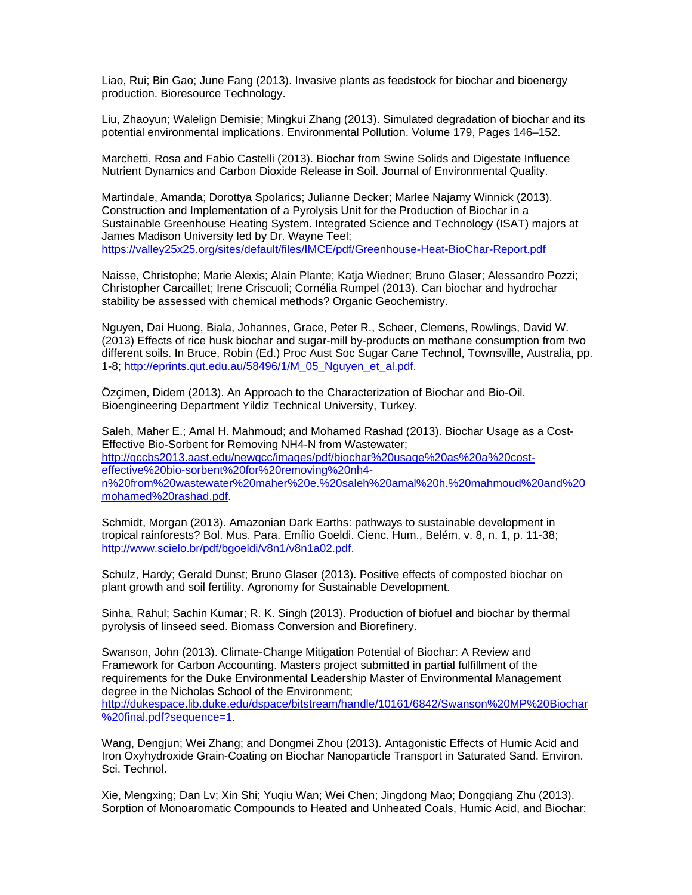Liao, Rui; Bin Gao; June Fang (2013). Invasive plants as feedstock for biochar and bioenergy production. Bioresource Technology.

Liu, Zhaoyun; Walelign Demisie; Mingkui Zhang (2013). Simulated degradation of biochar and its potential environmental implications. Environmental Pollution. Volume 179, Pages 146–152.

Marchetti, Rosa and Fabio Castelli (2013). Biochar from Swine Solids and Digestate Influence Nutrient Dynamics and Carbon Dioxide Release in Soil. Journal of Environmental Quality.

Martindale, Amanda; Dorottya Spolarics; Julianne Decker; Marlee Najamy Winnick (2013). Construction and Implementation of a Pyrolysis Unit for the Production of Biochar in a Sustainable Greenhouse Heating System. Integrated Science and Technology (ISAT) majors at James Madison University led by Dr. Wayne Teel; https://valley25x25.org/sites/default/files/IMCE/pdf/Greenhouse-Heat-BioChar-Report.pdf

Naisse, Christophe; Marie Alexis; Alain Plante; Katja Wiedner; Bruno Glaser; Alessandro Pozzi; Christopher Carcaillet; Irene Criscuoli; Cornélia Rumpel (2013). Can biochar and hydrochar stability be assessed with chemical methods? Organic Geochemistry.

Nguyen, Dai Huong, Biala, Johannes, Grace, Peter R., Scheer, Clemens, Rowlings, David W. (2013) Effects of rice husk biochar and sugar-mill by-products on methane consumption from two different soils. In Bruce, Robin (Ed.) Proc Aust Soc Sugar Cane Technol, Townsville, Australia, pp. 1-8; http://eprints.qut.edu.au/58496/1/M_05_Nguyen_et_al.pdf.

Özçimen, Didem (2013). An Approach to the Characterization of Biochar and Bio-Oil. Bioengineering Department Yildiz Technical University, Turkey.

Saleh, Maher E.; Amal H. Mahmoud; and Mohamed Rashad (2013). Biochar Usage as a Cost-Effective Bio-Sorbent for Removing NH4-N from Wastewater; http://gccbs2013.aast.edu/newgcc/images/pdf/biochar%20usage%20as%20a%20cost-effective%20bio-sorbent%20for%20removing%20nh4-n%20from%20wastewater%20maher%20e.%20saleh%20amal%20h.%20mahmoud%20and%20mohamed%20rashad.pdf.

Schmidt, Morgan (2013). Amazonian Dark Earths: pathways to sustainable development in tropical rainforests? Bol. Mus. Para. Emílio Goeldi. Cienc. Hum., Belém, v. 8, n. 1, p. 11-38; http://www.scielo.br/pdf/bgoeldi/v8n1/v8n1a02.pdf.

Schulz, Hardy; Gerald Dunst; Bruno Glaser (2013). Positive effects of composted biochar on plant growth and soil fertility. Agronomy for Sustainable Development.

Sinha, Rahul; Sachin Kumar; R. K. Singh (2013). Production of biofuel and biochar by thermal pyrolysis of linseed seed. Biomass Conversion and Biorefinery.

Swanson, John (2013). Climate-Change Mitigation Potential of Biochar: A Review and Framework for Carbon Accounting. Masters project submitted in partial fulfillment of the requirements for the Duke Environmental Leadership Master of Environmental Management degree in the Nicholas School of the Environment; http://dukespace.lib.duke.edu/dspace/bitstream/handle/10161/6842/Swanson%20MP%20Biochar%20final.pdf?sequence=1.

Wang, Dengjun; Wei Zhang; and Dongmei Zhou (2013). Antagonistic Effects of Humic Acid and Iron Oxyhydroxide Grain-Coating on Biochar Nanoparticle Transport in Saturated Sand. Environ. Sci. Technol.

Xie, Mengxing; Dan Lv; Xin Shi; Yuqiu Wan; Wei Chen; Jingdong Mao; Dongqiang Zhu (2013). Sorption of Monoaromatic Compounds to Heated and Unheated Coals, Humic Acid, and Biochar: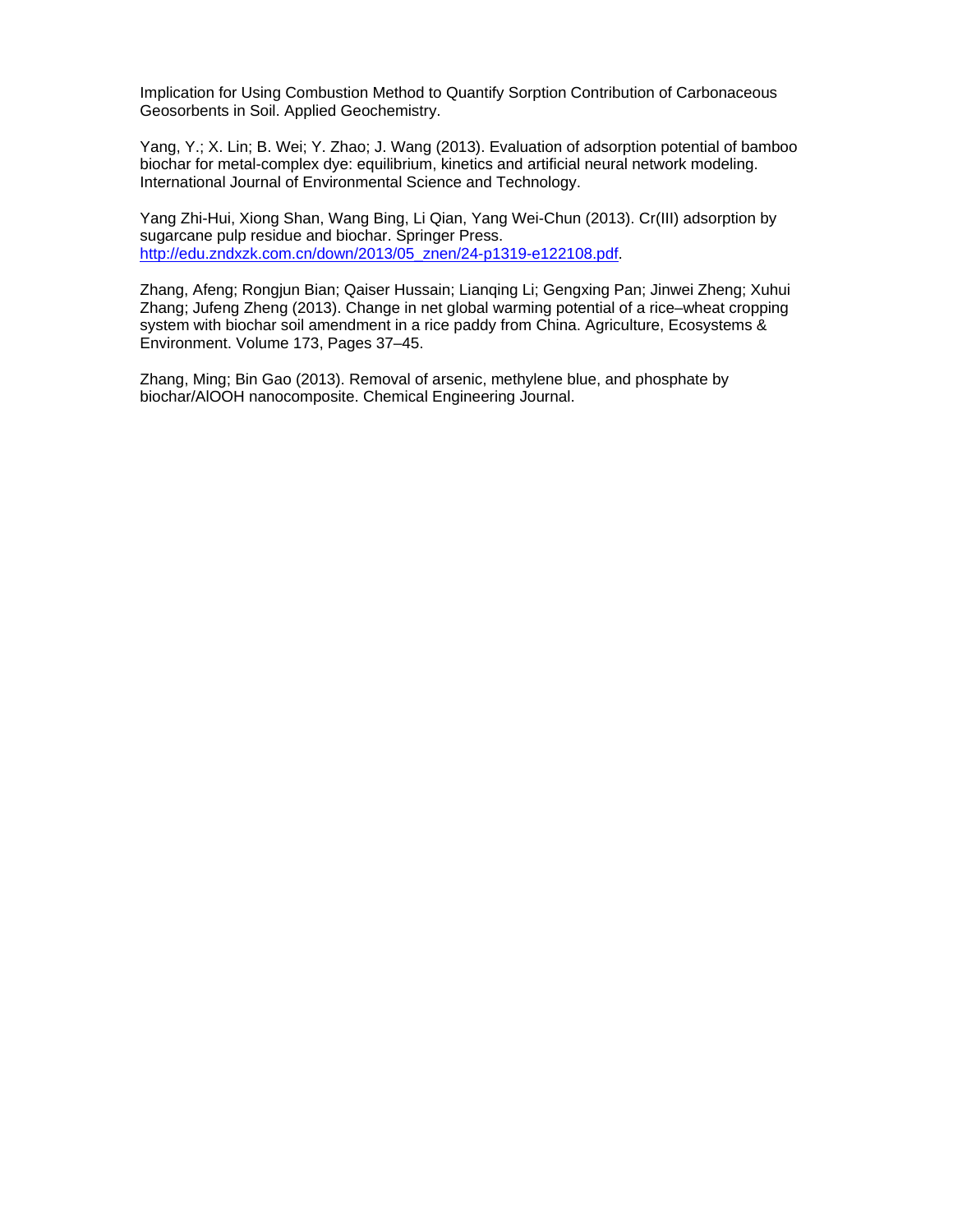Implication for Using Combustion Method to Quantify Sorption Contribution of Carbonaceous Geosorbents in Soil. Applied Geochemistry.

Yang, Y.; X. Lin; B. Wei; Y. Zhao; J. Wang (2013). Evaluation of adsorption potential of bamboo biochar for metal-complex dye: equilibrium, kinetics and artificial neural network modeling. International Journal of Environmental Science and Technology.

Yang Zhi-Hui, Xiong Shan, Wang Bing, Li Qian, Yang Wei-Chun (2013). Cr(III) adsorption by sugarcane pulp residue and biochar. Springer Press. http://edu.zndxzk.com.cn/down/2013/05_znen/24-p1319-e122108.pdf.

Zhang, Afeng; Rongjun Bian; Qaiser Hussain; Lianqing Li; Gengxing Pan; Jinwei Zheng; Xuhui Zhang; Jufeng Zheng (2013). Change in net global warming potential of a rice–wheat cropping system with biochar soil amendment in a rice paddy from China. Agriculture, Ecosystems & Environment. Volume 173, Pages 37–45.

Zhang, Ming; Bin Gao (2013). Removal of arsenic, methylene blue, and phosphate by biochar/AlOOH nanocomposite. Chemical Engineering Journal.